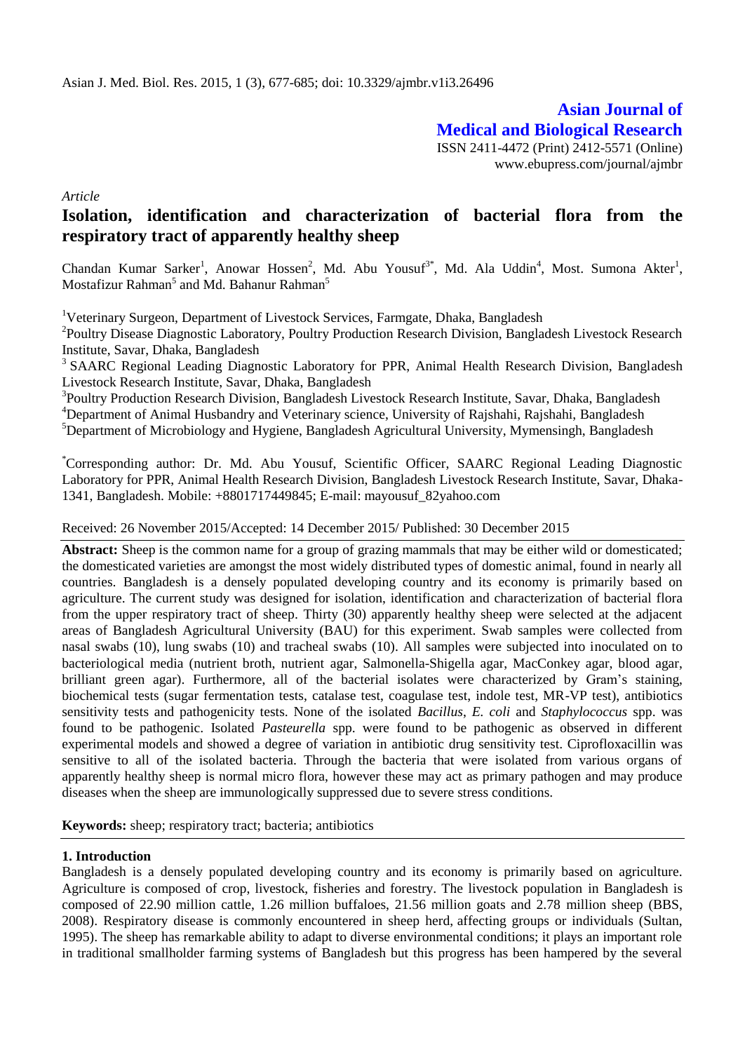Asian J. Med. Biol. Res. 2015, 1 (3), 677-685; doi: 10.3329/ajmbr.v1i3.26496

**Asian Journal of Medical and Biological Research**

ISSN 2411-4472 (Print) 2412-5571 (Online)
www.ebupress.com/journal/ajmbr

*Article*

# Isolation, identification and characterization of bacterial flora from the respiratory tract of apparently healthy sheep

Chandan Kumar Sarker[1], Anowar Hossen[2], Md. Abu Yousuf[3*], Md. Ala Uddin[4], Most. Sumona Akter[1], Mostafizur Rahman[5] and Md. Bahanur Rahman[5]

[1]Veterinary Surgeon, Department of Livestock Services, Farmgate, Dhaka, Bangladesh

[2]Poultry Disease Diagnostic Laboratory, Poultry Production Research Division, Bangladesh Livestock Research Institute, Savar, Dhaka, Bangladesh

[3] SAARC Regional Leading Diagnostic Laboratory for PPR, Animal Health Research Division, Bangladesh Livestock Research Institute, Savar, Dhaka, Bangladesh

[3]Poultry Production Research Division, Bangladesh Livestock Research Institute, Savar, Dhaka, Bangladesh

[4]Department of Animal Husbandry and Veterinary science, University of Rajshahi, Rajshahi, Bangladesh

[5]Department of Microbiology and Hygiene, Bangladesh Agricultural University, Mymensingh, Bangladesh

[*]Corresponding author: Dr. Md. Abu Yousuf, Scientific Officer, SAARC Regional Leading Diagnostic Laboratory for PPR, Animal Health Research Division, Bangladesh Livestock Research Institute, Savar, Dhaka-1341, Bangladesh. Mobile: +8801717449845; E-mail: mayousuf_82yahoo.com

Received: 26 November 2015/Accepted: 14 December 2015/ Published: 30 December 2015

**Abstract:** Sheep is the common name for a group of grazing mammals that may be either wild or domesticated; the domesticated varieties are amongst the most widely distributed types of domestic animal, found in nearly all countries. Bangladesh is a densely populated developing country and its economy is primarily based on agriculture. The current study was designed for isolation, identification and characterization of bacterial flora from the upper respiratory tract of sheep. Thirty (30) apparently healthy sheep were selected at the adjacent areas of Bangladesh Agricultural University (BAU) for this experiment. Swab samples were collected from nasal swabs (10), lung swabs (10) and tracheal swabs (10). All samples were subjected into inoculated on to bacteriological media (nutrient broth, nutrient agar, Salmonella-Shigella agar, MacConkey agar, blood agar, brilliant green agar). Furthermore, all of the bacterial isolates were characterized by Gram's staining, biochemical tests (sugar fermentation tests, catalase test, coagulase test, indole test, MR-VP test), antibiotics sensitivity tests and pathogenicity tests. None of the isolated *Bacillus*, *E. coli* and *Staphylococcus* spp. was found to be pathogenic. Isolated *Pasteurella* spp. were found to be pathogenic as observed in different experimental models and showed a degree of variation in antibiotic drug sensitivity test. Ciprofloxacillin was sensitive to all of the isolated bacteria. Through the bacteria that were isolated from various organs of apparently healthy sheep is normal micro flora, however these may act as primary pathogen and may produce diseases when the sheep are immunologically suppressed due to severe stress conditions.

**Keywords:** sheep; respiratory tract; bacteria; antibiotics

## 1. Introduction

Bangladesh is a densely populated developing country and its economy is primarily based on agriculture. Agriculture is composed of crop, livestock, fisheries and forestry. The livestock population in Bangladesh is composed of 22.90 million cattle, 1.26 million buffaloes, 21.56 million goats and 2.78 million sheep (BBS, 2008). Respiratory disease is commonly encountered in sheep herd, affecting groups or individuals (Sultan, 1995). The sheep has remarkable ability to adapt to diverse environmental conditions; it plays an important role in traditional smallholder farming systems of Bangladesh but this progress has been hampered by the several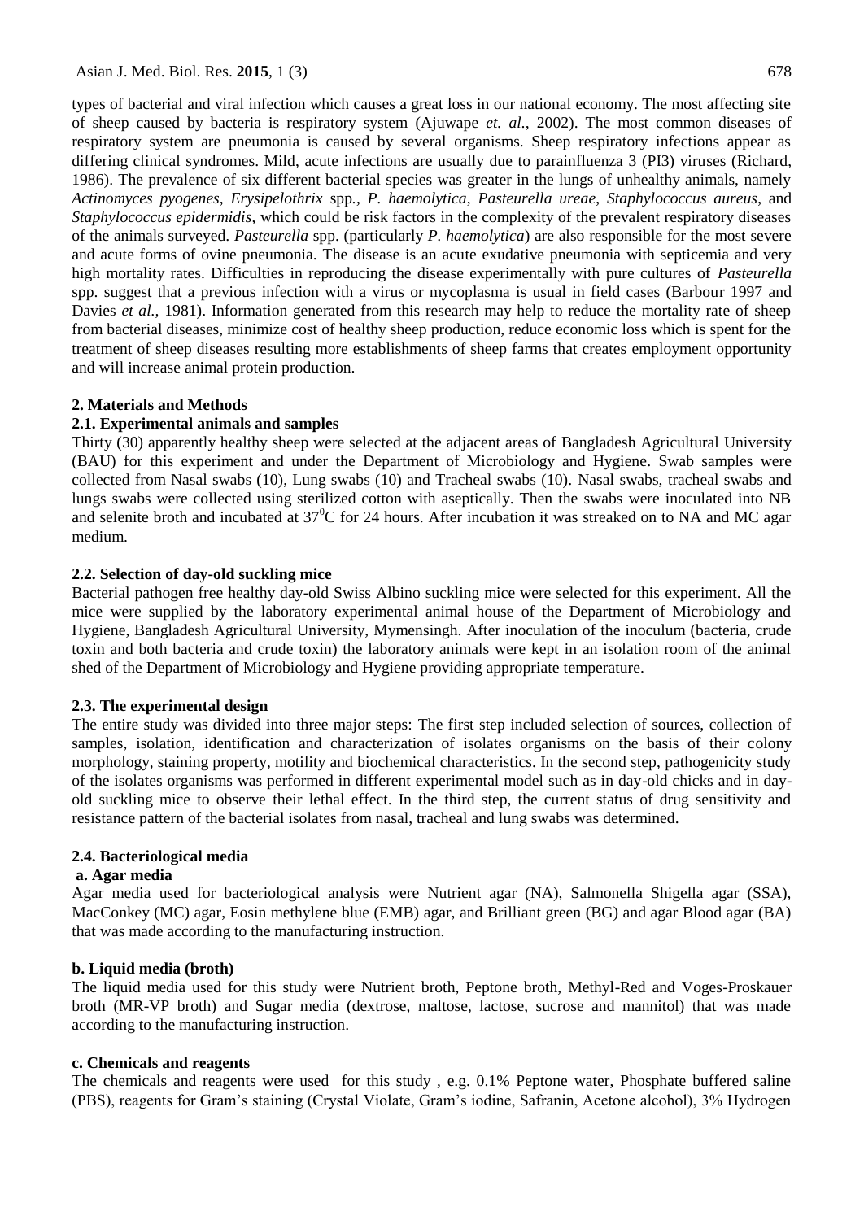types of bacterial and viral infection which causes a great loss in our national economy. The most affecting site of sheep caused by bacteria is respiratory system (Ajuwape *et. al.,* 2002). The most common diseases of respiratory system are pneumonia is caused by several organisms. Sheep respiratory infections appear as differing clinical syndromes. Mild, acute infections are usually due to parainfluenza 3 (PI3) viruses (Richard, 1986). The prevalence of six different bacterial species was greater in the lungs of unhealthy animals, namely *Actinomyces pyogenes*, *Erysipelothrix* spp., *P. haemolytica*, *Pasteurella ureae*, *Staphylococcus aureus*, and *Staphylococcus epidermidis*, which could be risk factors in the complexity of the prevalent respiratory diseases of the animals surveyed. *Pasteurella* spp. (particularly *P. haemolytica*) are also responsible for the most severe and acute forms of ovine pneumonia. The disease is an acute exudative pneumonia with septicemia and very high mortality rates. Difficulties in reproducing the disease experimentally with pure cultures of *Pasteurella* spp. suggest that a previous infection with a virus or mycoplasma is usual in field cases (Barbour 1997 and Davies *et al.,* 1981). Information generated from this research may help to reduce the mortality rate of sheep from bacterial diseases, minimize cost of healthy sheep production, reduce economic loss which is spent for the treatment of sheep diseases resulting more establishments of sheep farms that creates employment opportunity and will increase animal protein production.

## 2. Materials and Methods

### 2.1. Experimental animals and samples

Thirty (30) apparently healthy sheep were selected at the adjacent areas of Bangladesh Agricultural University (BAU) for this experiment and under the Department of Microbiology and Hygiene. Swab samples were collected from Nasal swabs (10), Lung swabs (10) and Tracheal swabs (10). Nasal swabs, tracheal swabs and lungs swabs were collected using sterilized cotton with aseptically. Then the swabs were inoculated into NB and selenite broth and incubated at $37^0$C for 24 hours. After incubation it was streaked on to NA and MC agar medium.

### 2.2. Selection of day-old suckling mice

Bacterial pathogen free healthy day-old Swiss Albino suckling mice were selected for this experiment. All the mice were supplied by the laboratory experimental animal house of the Department of Microbiology and Hygiene, Bangladesh Agricultural University, Mymensingh. After inoculation of the inoculum (bacteria, crude toxin and both bacteria and crude toxin) the laboratory animals were kept in an isolation room of the animal shed of the Department of Microbiology and Hygiene providing appropriate temperature.

### 2.3. The experimental design

The entire study was divided into three major steps: The first step included selection of sources, collection of samples, isolation, identification and characterization of isolates organisms on the basis of their colony morphology, staining property, motility and biochemical characteristics. In the second step, pathogenicity study of the isolates organisms was performed in different experimental model such as in day-old chicks and in day-old suckling mice to observe their lethal effect. In the third step, the current status of drug sensitivity and resistance pattern of the bacterial isolates from nasal, tracheal and lung swabs was determined.

### 2.4. Bacteriological media

**a. Agar media**

Agar media used for bacteriological analysis were Nutrient agar (NA), Salmonella Shigella agar (SSA), MacConkey (MC) agar, Eosin methylene blue (EMB) agar, and Brilliant green (BG) and agar Blood agar (BA) that was made according to the manufacturing instruction.

**b. Liquid media (broth)**

The liquid media used for this study were Nutrient broth, Peptone broth, Methyl-Red and Voges-Proskauer broth (MR-VP broth) and Sugar media (dextrose, maltose, lactose, sucrose and mannitol) that was made according to the manufacturing instruction.

**c. Chemicals and reagents**

The chemicals and reagents were used for this study , e.g. 0.1% Peptone water, Phosphate buffered saline (PBS), reagents for Gram's staining (Crystal Violate, Gram's iodine, Safranin, Acetone alcohol), 3% Hydrogen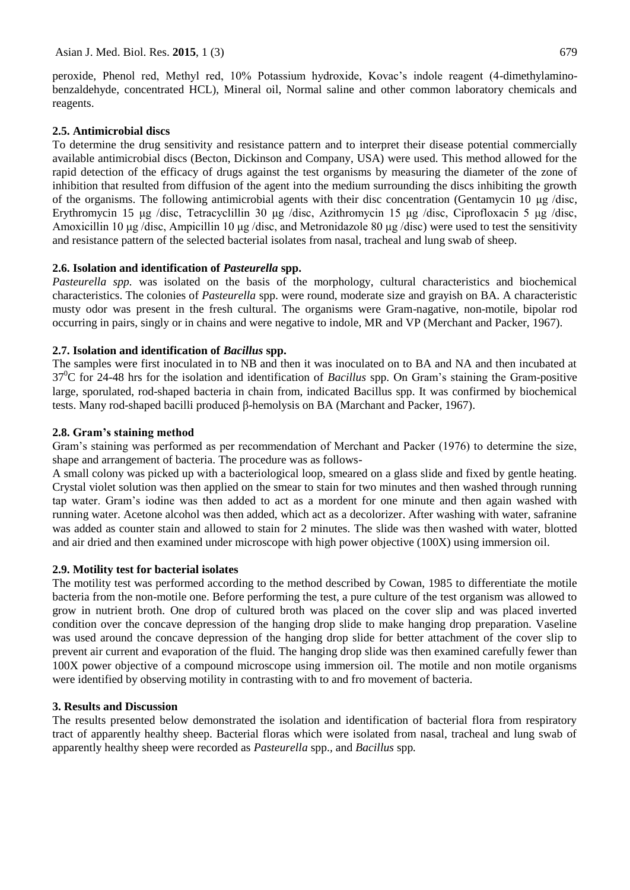peroxide, Phenol red, Methyl red, 10% Potassium hydroxide, Kovac's indole reagent (4-dimethylamino-benzaldehyde, concentrated HCL), Mineral oil, Normal saline and other common laboratory chemicals and reagents.

### 2.5. Antimicrobial discs

To determine the drug sensitivity and resistance pattern and to interpret their disease potential commercially available antimicrobial discs (Becton, Dickinson and Company, USA) were used. This method allowed for the rapid detection of the efficacy of drugs against the test organisms by measuring the diameter of the zone of inhibition that resulted from diffusion of the agent into the medium surrounding the discs inhibiting the growth of the organisms. The following antimicrobial agents with their disc concentration (Gentamycin 10 μg /disc, Erythromycin 15 μg /disc, Tetracyclillin 30 μg /disc, Azithromycin 15 μg /disc, Ciprofloxacin 5 μg /disc, Amoxicillin 10 μg /disc, Ampicillin 10 μg /disc, and Metronidazole 80 μg /disc) were used to test the sensitivity and resistance pattern of the selected bacterial isolates from nasal, tracheal and lung swab of sheep.

### 2.6. Isolation and identification of *Pasteurella* spp.

*Pasteurella spp.* was isolated on the basis of the morphology, cultural characteristics and biochemical characteristics. The colonies of *Pasteurella* spp. were round, moderate size and grayish on BA. A characteristic musty odor was present in the fresh cultural. The organisms were Gram-nagative, non-motile, bipolar rod occurring in pairs, singly or in chains and were negative to indole, MR and VP (Merchant and Packer, 1967).

### 2.7. Isolation and identification of *Bacillus* spp.

The samples were first inoculated in to NB and then it was inoculated on to BA and NA and then incubated at $37^0$C for 24-48 hrs for the isolation and identification of *Bacillus* spp. On Gram's staining the Gram-positive large, sporulated, rod-shaped bacteria in chain from, indicated Bacillus spp. It was confirmed by biochemical tests. Many rod-shaped bacilli produced β-hemolysis on BA (Marchant and Packer, 1967).

### 2.8. Gram's staining method

Gram's staining was performed as per recommendation of Merchant and Packer (1976) to determine the size, shape and arrangement of bacteria. The procedure was as follows-

A small colony was picked up with a bacteriological loop, smeared on a glass slide and fixed by gentle heating. Crystal violet solution was then applied on the smear to stain for two minutes and then washed through running tap water. Gram's iodine was then added to act as a mordent for one minute and then again washed with running water. Acetone alcohol was then added, which act as a decolorizer. After washing with water, safranine was added as counter stain and allowed to stain for 2 minutes. The slide was then washed with water, blotted and air dried and then examined under microscope with high power objective (100X) using immersion oil.

### 2.9. Motility test for bacterial isolates

The motility test was performed according to the method described by Cowan, 1985 to differentiate the motile bacteria from the non-motile one. Before performing the test, a pure culture of the test organism was allowed to grow in nutrient broth. One drop of cultured broth was placed on the cover slip and was placed inverted condition over the concave depression of the hanging drop slide to make hanging drop preparation. Vaseline was used around the concave depression of the hanging drop slide for better attachment of the cover slip to prevent air current and evaporation of the fluid. The hanging drop slide was then examined carefully fewer than 100X power objective of a compound microscope using immersion oil. The motile and non motile organisms were identified by observing motility in contrasting with to and fro movement of bacteria.

## 3. Results and Discussion

The results presented below demonstrated the isolation and identification of bacterial flora from respiratory tract of apparently healthy sheep. Bacterial floras which were isolated from nasal, tracheal and lung swab of apparently healthy sheep were recorded as *Pasteurella* spp., and *Bacillus* spp*.*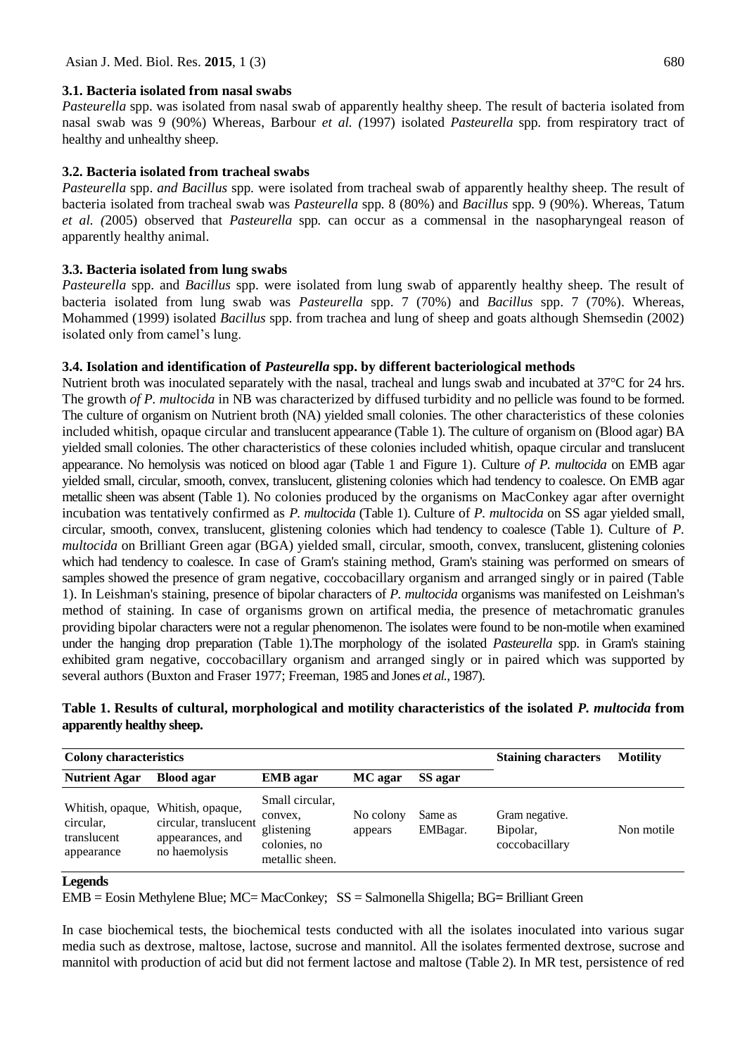### 3.1. Bacteria isolated from nasal swabs

*Pasteurella* spp. was isolated from nasal swab of apparently healthy sheep. The result of bacteria isolated from nasal swab was 9 (90%) Whereas, Barbour *et al. (*1997) isolated *Pasteurella* spp. from respiratory tract of healthy and unhealthy sheep.

### 3.2. Bacteria isolated from tracheal swabs

*Pasteurella* spp. *and Bacillus* spp. were isolated from tracheal swab of apparently healthy sheep. The result of bacteria isolated from tracheal swab was *Pasteurella* spp. 8 (80%) and *Bacillus* spp. 9 (90%). Whereas, Tatum *et al. (*2005) observed that *Pasteurella* spp. can occur as a commensal in the nasopharyngeal reason of apparently healthy animal.

### 3.3. Bacteria isolated from lung swabs

*Pasteurella* spp. and *Bacillus* spp. were isolated from lung swab of apparently healthy sheep. The result of bacteria isolated from lung swab was *Pasteurella* spp. 7 (70%) and *Bacillus* spp. 7 (70%). Whereas, Mohammed (1999) isolated *Bacillus* spp. from trachea and lung of sheep and goats although Shemsedin (2002) isolated only from camel's lung.

### 3.4. Isolation and identification of *Pasteurella* spp. by different bacteriological methods

Nutrient broth was inoculated separately with the nasal, tracheal and lungs swab and incubated at 37°C for 24 hrs. The growth *of P. multocida* in NB was characterized by diffused turbidity and no pellicle was found to be formed. The culture of organism on Nutrient broth (NA) yielded small colonies. The other characteristics of these colonies included whitish, opaque circular and translucent appearance (Table 1). The culture of organism on (Blood agar) BA yielded small colonies. The other characteristics of these colonies included whitish, opaque circular and translucent appearance. No hemolysis was noticed on blood agar (Table 1 and Figure 1). Culture *of P. multocida* on EMB agar yielded small, circular, smooth, convex, translucent, glistening colonies which had tendency to coalesce. On EMB agar metallic sheen was absent (Table 1). No colonies produced by the organisms on MacConkey agar after overnight incubation was tentatively confirmed as *P. multocida* (Table 1). Culture of *P. multocida* on SS agar yielded small, circular, smooth, convex, translucent, glistening colonies which had tendency to coalesce (Table 1). Culture of *P. multocida* on Brilliant Green agar (BGA) yielded small, circular, smooth, convex, translucent, glistening colonies which had tendency to coalesce. In case of Gram's staining method, Gram's staining was performed on smears of samples showed the presence of gram negative, coccobacillary organism and arranged singly or in paired (Table 1). In Leishman's staining, presence of bipolar characters of *P. multocida* organisms was manifested on Leishman's method of staining. In case of organisms grown on artifical media, the presence of metachromatic granules providing bipolar characters were not a regular phenomenon. The isolates were found to be non-motile when examined under the hanging drop preparation (Table 1).The morphology of the isolated *Pasteurella* spp. in Gram's staining exhibited gram negative, coccobacillary organism and arranged singly or in paired which was supported by several authors (Buxton and Fraser 1977; Freeman, 1985 and Jones *et al.*, 1987).

**Table 1. Results of cultural, morphological and motility characteristics of the isolated *P. multocida* from apparently healthy sheep.**

| Colony characteristics | | | | | Staining characters | Motility |
|---|---|---|---|---|---|---|
| **Nutrient Agar** | **Blood agar** | **EMB agar** | **MC agar** | **SS agar** | | |
| Whitish, opaque, circular, translucent appearance | Whitish, opaque, circular, translucent appearances, and no haemolysis | Small circular, convex, glistening colonies, no metallic sheen. | No colony appears | Same as EMBagar. | Gram negative. Bipolar, coccobacillary | Non motile |

**Legends**

EMB = Eosin Methylene Blue; MC= MacConkey; SS = Salmonella Shigella; BG= Brilliant Green

In case biochemical tests, the biochemical tests conducted with all the isolates inoculated into various sugar media such as dextrose, maltose, lactose, sucrose and mannitol. All the isolates fermented dextrose, sucrose and mannitol with production of acid but did not ferment lactose and maltose (Table 2). In MR test, persistence of red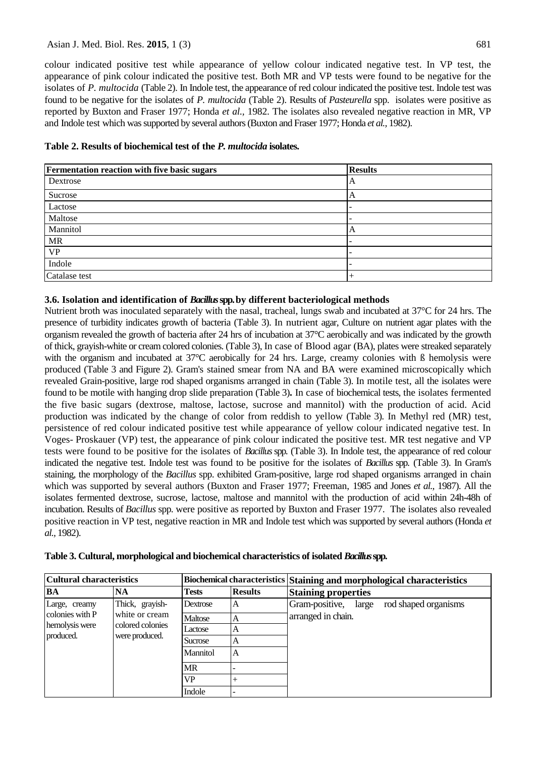colour indicated positive test while appearance of yellow colour indicated negative test. In VP test, the appearance of pink colour indicated the positive test. Both MR and VP tests were found to be negative for the isolates of *P. multocida* (Table 2). In Indole test, the appearance of red colour indicated the positive test. Indole test was found to be negative for the isolates of *P. multocida* (Table 2). Results of *Pasteurella* spp. isolates were positive as reported by Buxton and Fraser 1977; Honda *et al.,* 1982. The isolates also revealed negative reaction in MR, VP and Indole test which was supported by several authors (Buxton and Fraser 1977; Honda *et al.,* 1982).

**Table 2. Results of biochemical test of the *P. multocida* isolates.**

| Fermentation reaction with five basic sugars | Results |
|---|---|
| Dextrose | A |
| Sucrose | A |
| Lactose | - |
| Maltose | - |
| Mannitol | A |
| MR | - |
| VP | - |
| Indole | - |
| Catalase test | + |

### 3.6. Isolation and identification of *Bacillus* spp. by different bacteriological methods

Nutrient broth was inoculated separately with the nasal, tracheal, lungs swab and incubated at 37°C for 24 hrs. The presence of turbidity indicates growth of bacteria (Table 3). In nutrient agar, Culture on nutrient agar plates with the organism revealed the growth of bacteria after 24 hrs of incubation at 37°C aerobically and was indicated by the growth of thick, grayish-white or cream colored colonies. (Table 3), In case of Blood agar (BA), plates were streaked separately with the organism and incubated at 37°C aerobically for 24 hrs. Large, creamy colonies with ß hemolysis were produced (Table 3 and Figure 2). Gram's stained smear from NA and BA were examined microscopically which revealed Grain-positive, large rod shaped organisms arranged in chain (Table 3). In motile test, all the isolates were found to be motile with hanging drop slide preparation (Table 3)**.** In case of biochemical tests, the isolates fermented the five basic sugars (dextrose, maltose, lactose, sucrose and mannitol) with the production of acid. Acid production was indicated by the change of color from reddish to yellow (Table 3). In Methyl red (MR) test, persistence of red colour indicated positive test while appearance of yellow colour indicated negative test. In Voges- Proskauer (VP) test, the appearance of pink colour indicated the positive test. MR test negative and VP tests were found to be positive for the isolates of *Bacillus* spp. (Table 3). In Indole test, the appearance of red colour indicated the negative test. Indole test was found to be positive for the isolates of *Bacillus* spp. (Table 3). In Gram's staining, the morphology of the *Bacillus* spp. exhibited Gram-positive, large rod shaped organisms arranged in chain which was supported by several authors (Buxton and Fraser 1977; Freeman, 1985 and Jones *et al.,* 1987). All the isolates fermented dextrose, sucrose, lactose, maltose and mannitol with the production of acid within 24h-48h of incubation. Results of *Bacillus* spp. were positive as reported by Buxton and Fraser 1977. The isolates also revealed positive reaction in VP test, negative reaction in MR and Indole test which was supported by several authors (Honda *et al.,* 1982).

**Table 3. Cultural, morphological and biochemical characteristics of isolated *Bacillus* spp.**

| Cultural characteristics | | Biochemical characteristics | | Staining and morphological characteristics |
|---|---|---|---|---|
| **BA** | **NA** | **Tests** | **Results** | **Staining properties** |
| Large, creamy colonies with P hemolysis were produced. | Thick, grayish-white or cream colored colonies were produced. | Dextrose | A | Gram-positive, large rod shaped organisms arranged in chain. |
| | | Maltose | A | |
| | | Lactose | A | |
| | | Sucrose | A | |
| | | Mannitol | A | |
| | | MR | - | |
| | | VP | + | |
| | | Indole | - | |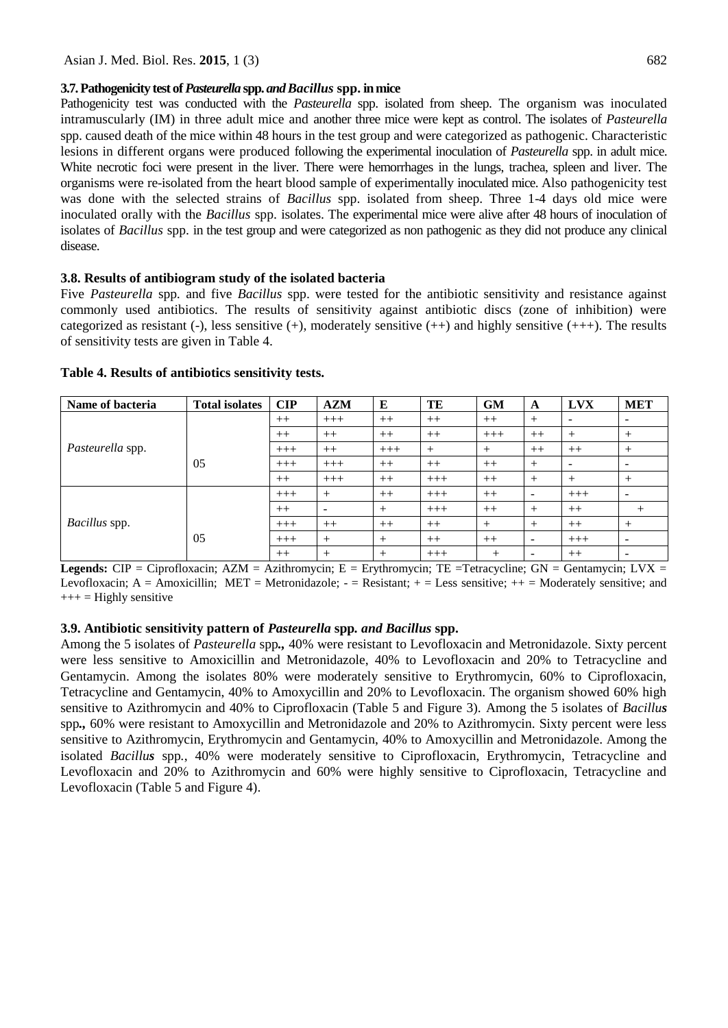### 3.7. Pathogenicity test of *Pasteurella* spp. *and Bacillus* spp. in mice

Pathogenicity test was conducted with the *Pasteurella* spp. isolated from sheep. The organism was inoculated intramuscularly (IM) in three adult mice and another three mice were kept as control. The isolates of *Pasteurella* spp. caused death of the mice within 48 hours in the test group and were categorized as pathogenic. Characteristic lesions in different organs were produced following the experimental inoculation of *Pasteurella* spp. in adult mice. White necrotic foci were present in the liver. There were hemorrhages in the lungs, trachea, spleen and liver. The organisms were re-isolated from the heart blood sample of experimentally inoculated mice. Also pathogenicity test was done with the selected strains of *Bacillus* spp. isolated from sheep. Three 1-4 days old mice were inoculated orally with the *Bacillus* spp. isolates. The experimental mice were alive after 48 hours of inoculation of isolates of *Bacillus* spp. in the test group and were categorized as non pathogenic as they did not produce any clinical disease.

### 3.8. Results of antibiogram study of the isolated bacteria

Five *Pasteurella* spp. and five *Bacillus* spp. were tested for the antibiotic sensitivity and resistance against commonly used antibiotics. The results of sensitivity against antibiotic discs (zone of inhibition) were categorized as resistant (-), less sensitive (+), moderately sensitive (++) and highly sensitive (+++). The results of sensitivity tests are given in Table 4.

**Table 4. Results of antibiotics sensitivity tests.**

| Name of bacteria | Total isolates | CIP | AZM | E | TE | GM | A | LVX | MET |
|---|---|---|---|---|---|---|---|---|---|
| *Pasteurella* spp. | 05 | ++ | +++ | ++ | ++ | ++ | + | - | - |
| | | ++ | ++ | ++ | ++ | +++ | ++ | + | + |
| | | +++ | ++ | +++ | + | + | ++ | ++ | + |
| | | +++ | +++ | ++ | ++ | ++ | + | - | - |
| | | ++ | +++ | ++ | +++ | ++ | + | + | + |
| *Bacillus* spp. | 05 | +++ | + | ++ | +++ | ++ | - | +++ | - |
| | | ++ | - | + | +++ | ++ | + | ++ | + |
| | | +++ | ++ | ++ | ++ | + | + | ++ | + |
| | | +++ | + | + | ++ | ++ | - | +++ | - |
| | | ++ | + | + | +++ | + | - | ++ | - |

**Legends:** CIP = Ciprofloxacin; AZM = Azithromycin; E = Erythromycin; TE =Tetracycline; GN = Gentamycin; LVX = Levofloxacin; A = Amoxicillin; MET = Metronidazole; - = Resistant; + = Less sensitive; ++ = Moderately sensitive; and +++ = Highly sensitive

### 3.9. Antibiotic sensitivity pattern of *Pasteurella* spp. *and Bacillus* spp.

Among the 5 isolates of *Pasteurella* spp**.,** 40% were resistant to Levofloxacin and Metronidazole. Sixty percent were less sensitive to Amoxicillin and Metronidazole, 40% to Levofloxacin and 20% to Tetracycline and Gentamycin. Among the isolates 80% were moderately sensitive to Erythromycin, 60% to Ciprofloxacin, Tetracycline and Gentamycin, 40% to Amoxycillin and 20% to Levofloxacin. The organism showed 60% high sensitive to Azithromycin and 40% to Ciprofloxacin (Table 5 and Figure 3). Among the 5 isolates of *Bacillus* spp**.,** 60% were resistant to Amoxycillin and Metronidazole and 20% to Azithromycin. Sixty percent were less sensitive to Azithromycin, Erythromycin and Gentamycin, 40% to Amoxycillin and Metronidazole. Among the isolated *Bacillus* spp., 40% were moderately sensitive to Ciprofloxacin, Erythromycin, Tetracycline and Levofloxacin and 20% to Azithromycin and 60% were highly sensitive to Ciprofloxacin, Tetracycline and Levofloxacin (Table 5 and Figure 4).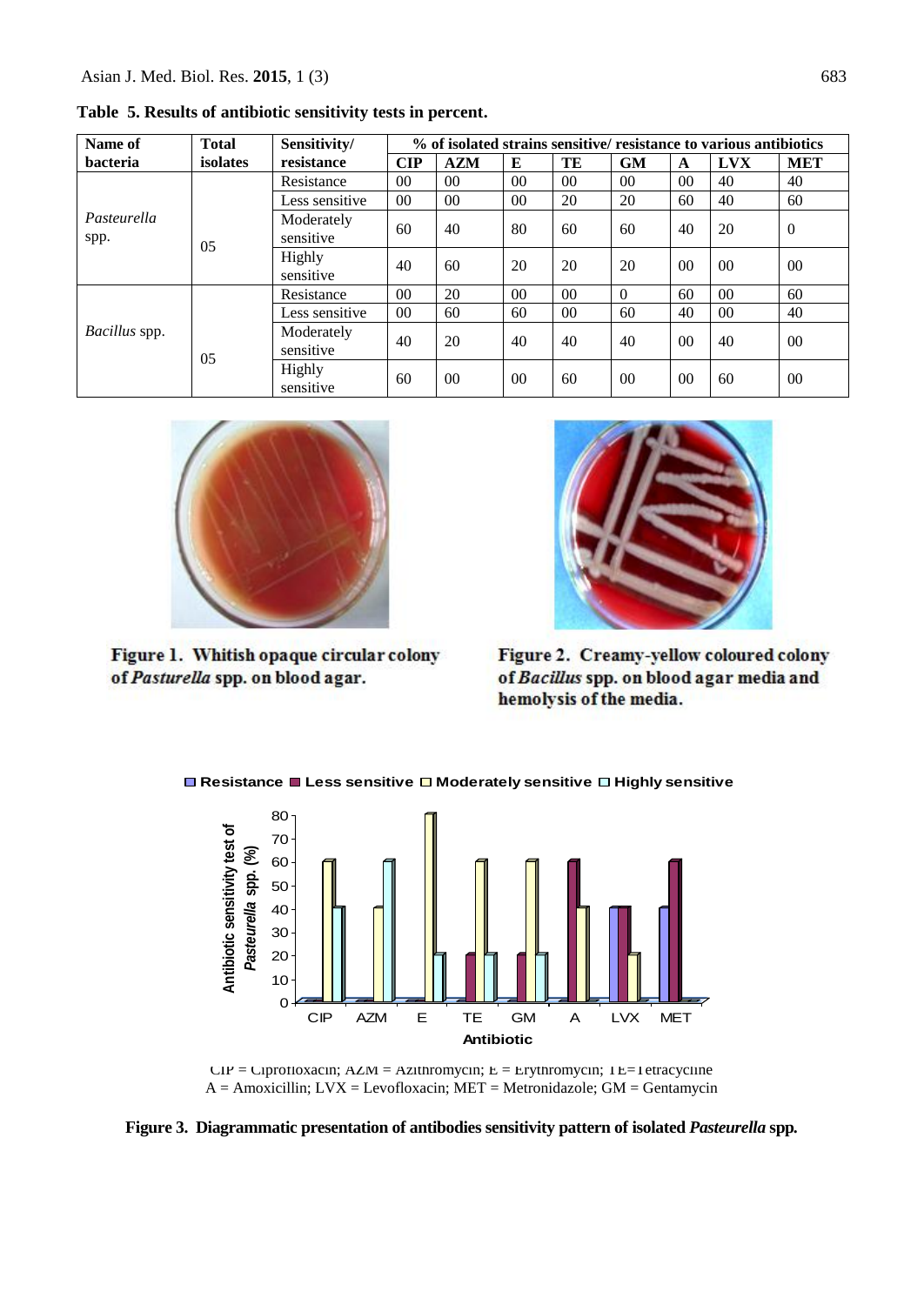**Table 5. Results of antibiotic sensitivity tests in percent.**

| Name of bacteria | Total isolates | Sensitivity/ resistance | % of isolated strains sensitive/ resistance to various antibiotics | | | | | | | |
|---|---|---|---|---|---|---|---|---|---|---|
| | | | CIP | AZM | E | TE | GM | A | LVX | MET |
| *Pasteurella* spp. | 05 | Resistance | 00 | 00 | 00 | 00 | 00 | 00 | 40 | 40 |
| | | Less sensitive | 00 | 00 | 00 | 20 | 20 | 60 | 40 | 60 |
| | | Moderately sensitive | 60 | 40 | 80 | 60 | 60 | 40 | 20 | 0 |
| | | Highly sensitive | 40 | 60 | 20 | 20 | 20 | 00 | 00 | 00 |
| *Bacillus* spp. | 05 | Resistance | 00 | 20 | 00 | 00 | 0 | 60 | 00 | 60 |
| | | Less sensitive | 00 | 60 | 60 | 00 | 60 | 40 | 00 | 40 |
| | | Moderately sensitive | 40 | 20 | 40 | 40 | 40 | 00 | 40 | 00 |
| | | Highly sensitive | 60 | 00 | 00 | 60 | 00 | 00 | 60 | 00 |

**Figure 1. Whitish opaque circular colony of *Pasturella* spp. on blood agar.**

**Figure 2. Creamy-yellow coloured colony of *Bacillus* spp. on blood agar media and hemolysis of the media.**

CIP = Ciprofloxacin; AZM = Azithromycin; E = Erythromycin; TE=Tetracycline
A = Amoxicillin; LVX = Levofloxacin; MET = Metronidazole; GM = Gentamycin

**Figure 3. Diagrammatic presentation of antibodies sensitivity pattern of isolated *Pasteurella* spp.**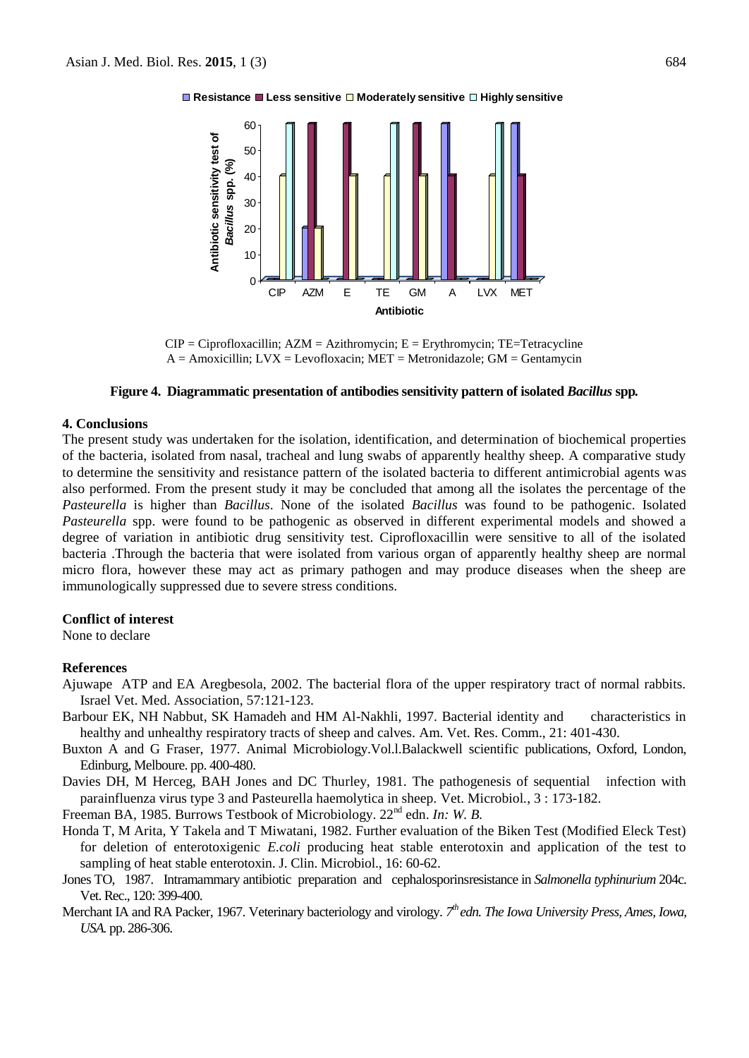CIP = Ciprofloxacillin; AZM = Azithromycin; E = Erythromycin; TE=Tetracycline
A = Amoxicillin; LVX = Levofloxacin; MET = Metronidazole; GM = Gentamycin

**Figure 4. Diagrammatic presentation of antibodies sensitivity pattern of isolated *Bacillus* spp.**

## 4. Conclusions

The present study was undertaken for the isolation, identification, and determination of biochemical properties of the bacteria, isolated from nasal, tracheal and lung swabs of apparently healthy sheep. A comparative study to determine the sensitivity and resistance pattern of the isolated bacteria to different antimicrobial agents was also performed. From the present study it may be concluded that among all the isolates the percentage of the *Pasteurella* is higher than *Bacillus*. None of the isolated *Bacillus* was found to be pathogenic. Isolated *Pasteurella* spp. were found to be pathogenic as observed in different experimental models and showed a degree of variation in antibiotic drug sensitivity test. Ciprofloxacillin were sensitive to all of the isolated bacteria .Through the bacteria that were isolated from various organ of apparently healthy sheep are normal micro flora, however these may act as primary pathogen and may produce diseases when the sheep are immunologically suppressed due to severe stress conditions.

## Conflict of interest

None to declare

## References

Ajuwape ATP and EA Aregbesola, 2002. The bacterial flora of the upper respiratory tract of normal rabbits. Israel Vet. Med. Association, 57:121-123.

Barbour EK, NH Nabbut, SK Hamadeh and HM Al-Nakhli, 1997. Bacterial identity and characteristics in healthy and unhealthy respiratory tracts of sheep and calves. Am. Vet. Res. Comm., 21: 401-430.

Buxton A and G Fraser, 1977. Animal Microbiology.Vol.l.Balackwell scientific publications, Oxford, London, Edinburg, Melboure. pp. 400-480.

Davies DH, M Herceg, BAH Jones and DC Thurley, 1981. The pathogenesis of sequential infection with parainfluenza virus type 3 and Pasteurella haemolytica in sheep. Vet. Microbiol., 3 : 173-182.

Freeman BA, 1985. Burrows Testbook of Microbiology. 22nd edn. *In: W. B.*

Honda T, M Arita, Y Takela and T Miwatani, 1982. Further evaluation of the Biken Test (Modified Eleck Test) for deletion of enterotoxigenic *E.coli* producing heat stable enterotoxin and application of the test to sampling of heat stable enterotoxin. J. Clin. Microbiol., 16: 60-62.

Jones TO, 1987. Intramammary antibiotic preparation and cephalosporinsresistance in *Salmonella typhinurium* 204c. Vet. Rec., 120: 399-400.

Merchant IA and RA Packer, 1967. Veterinary bacteriology and virology. *7th edn. The Iowa University Press, Ames, Iowa, USA.* pp. 286-306.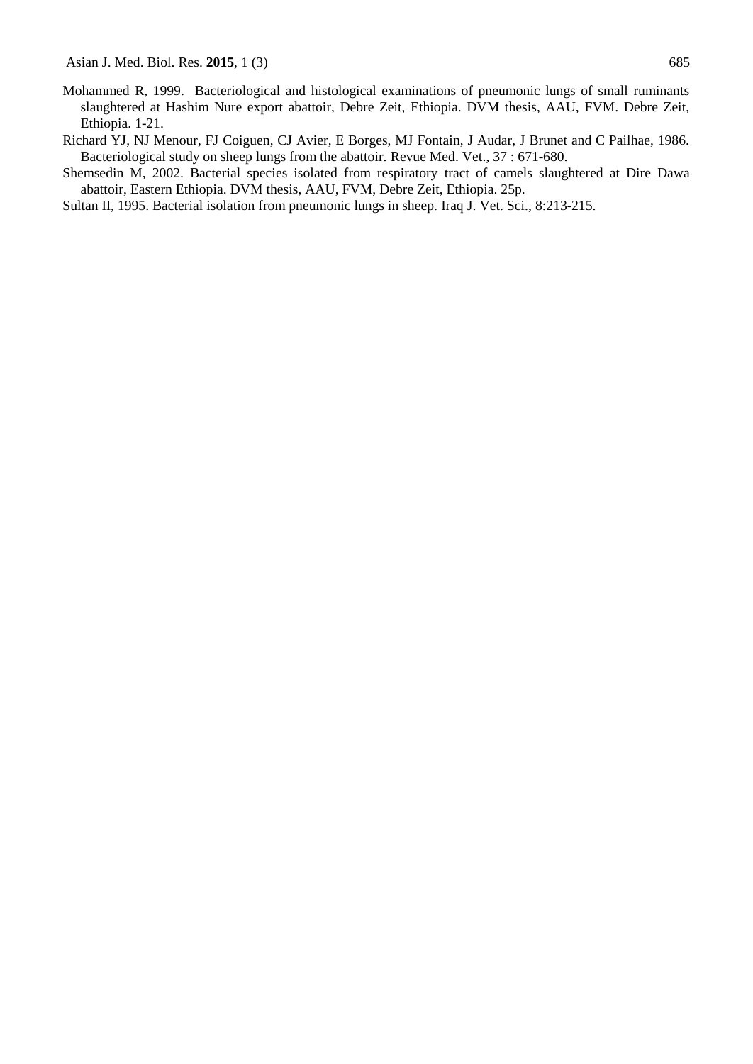Mohammed R, 1999. Bacteriological and histological examinations of pneumonic lungs of small ruminants slaughtered at Hashim Nure export abattoir, Debre Zeit, Ethiopia. DVM thesis, AAU, FVM. Debre Zeit, Ethiopia. 1-21.

Richard YJ, NJ Menour, FJ Coiguen, CJ Avier, E Borges, MJ Fontain, J Audar, J Brunet and C Pailhae, 1986. Bacteriological study on sheep lungs from the abattoir. Revue Med. Vet., 37 : 671-680.

Shemsedin M, 2002. Bacterial species isolated from respiratory tract of camels slaughtered at Dire Dawa abattoir, Eastern Ethiopia. DVM thesis, AAU, FVM, Debre Zeit, Ethiopia. 25p.

Sultan II, 1995. Bacterial isolation from pneumonic lungs in sheep. Iraq J. Vet. Sci., 8:213-215.